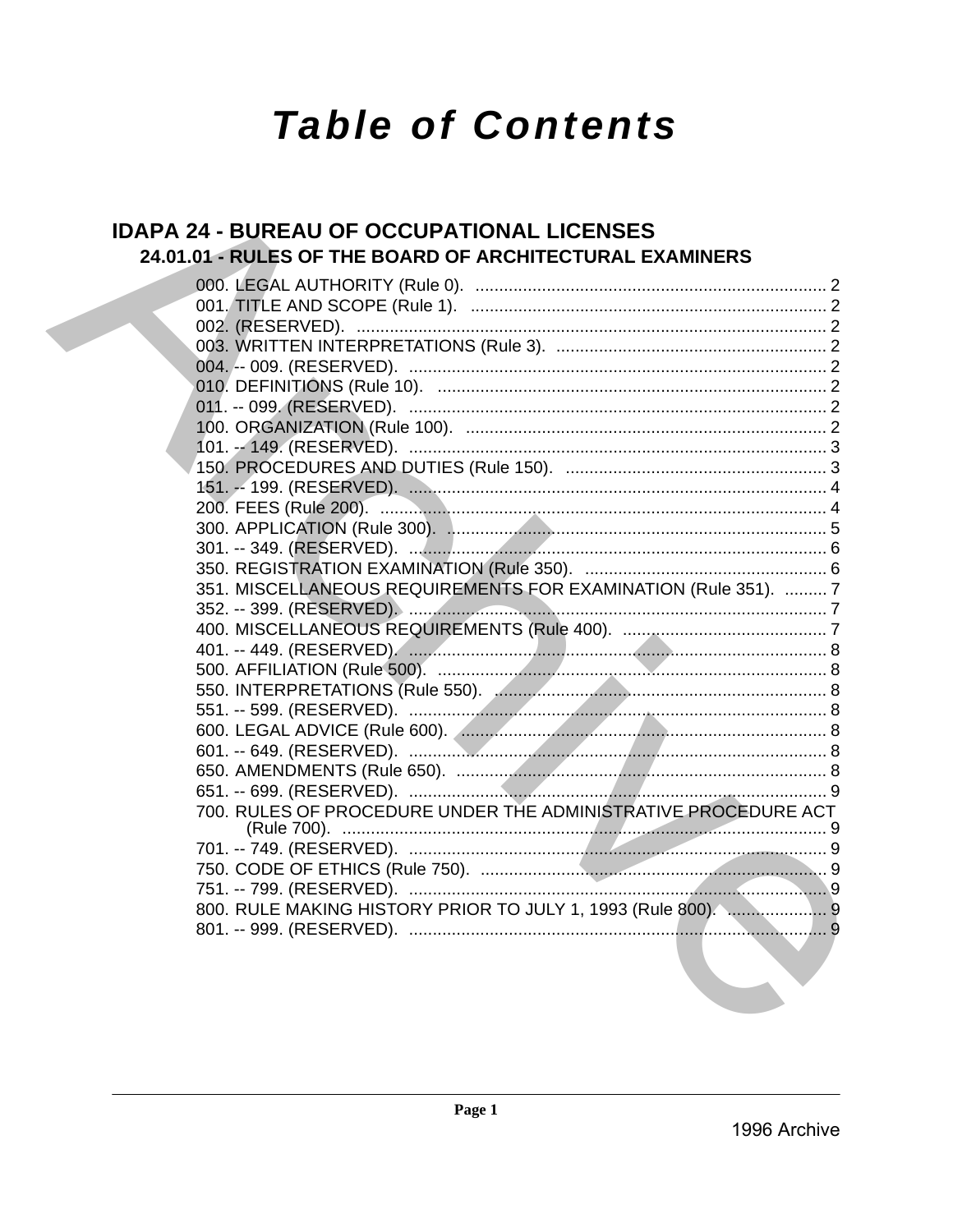# Table of Contents

## IDAPA 24 - BUREAU OF OCCUPATIONAL LICENSES

### 24.01.01 - RULES OF THE BOARD OF ARCHITECTURAL EXAMINERS

000. LEGAL AUTHORITY (Rule 0). ........................................................................ 2
001. TITLE AND SCOPE (Rule 1). ........................................................................ 2
002. (RESERVED). ................................................................................................. 2
003. WRITTEN INTERPRETATIONS (Rule 3). ......................................................... 2
004. -- 009. (RESERVED). ....................................................................................... 2
010. DEFINITIONS (Rule 10). ................................................................................ 2
011. -- 099. (RESERVED). ....................................................................................... 2
100. ORGANIZATION (Rule 100). .......................................................................... 2
101. -- 149. (RESERVED). ....................................................................................... 3
150. PROCEDURES AND DUTIES (Rule 150). ....................................................... 3
151. -- 199. (RESERVED). ....................................................................................... 4
200. FEES (Rule 200). ............................................................................................. 4
300. APPLICATION (Rule 300). .............................................................................. 5
301. -- 349. (RESERVED). ....................................................................................... 6
350. REGISTRATION EXAMINATION (Rule 350). ................................................... 6
351. MISCELLANEOUS REQUIREMENTS FOR EXAMINATION (Rule 351). ......... 7
352. -- 399. (RESERVED). ....................................................................................... 7
400. MISCELLANEOUS REQUIREMENTS (Rule 400). ........................................... 7
401. -- 449. (RESERVED). ....................................................................................... 8
500. AFFILIATION (Rule 500). ................................................................................. 8
550. INTERPRETATIONS (Rule 550). ...................................................................... 8
551. -- 599. (RESERVED). ....................................................................................... 8
600. LEGAL ADVICE (Rule 600). ............................................................................. 8
601. -- 649. (RESERVED). ....................................................................................... 8
650. AMENDMENTS (Rule 650). ............................................................................. 8
651. -- 699. (RESERVED). ....................................................................................... 9
700. RULES OF PROCEDURE UNDER THE ADMINISTRATIVE PROCEDURE ACT (Rule 700). ........................................................................................................ 9
701. -- 749. (RESERVED). ....................................................................................... 9
750. CODE OF ETHICS (Rule 750). ......................................................................... 9
751. -- 799. (RESERVED). ....................................................................................... 9
800. RULE MAKING HISTORY PRIOR TO JULY 1, 1993 (Rule 800). ..................... 9
801. -- 999. (RESERVED). ....................................................................................... 9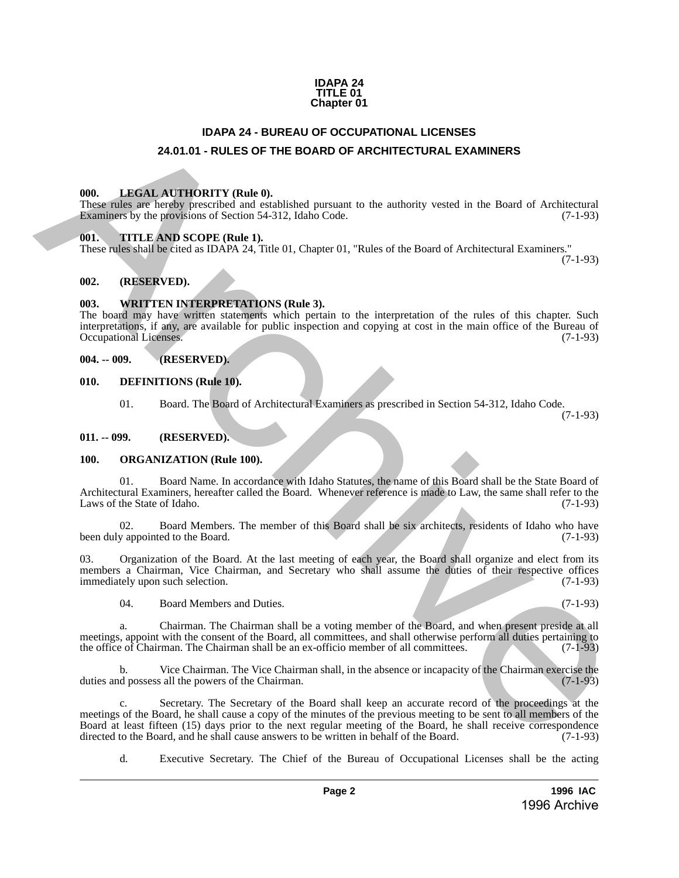IDAPA 24
TITLE 01
Chapter 01

# IDAPA 24 - BUREAU OF OCCUPATIONAL LICENSES

## 24.01.01 - RULES OF THE BOARD OF ARCHITECTURAL EXAMINERS

**000. LEGAL AUTHORITY (Rule 0).**
These rules are hereby prescribed and established pursuant to the authority vested in the Board of Architectural Examiners by the provisions of Section 54-312, Idaho Code. (7-1-93)

**001. TITLE AND SCOPE (Rule 1).**
These rules shall be cited as IDAPA 24, Title 01, Chapter 01, "Rules of the Board of Architectural Examiners." (7-1-93)

**002. (RESERVED).**

**003. WRITTEN INTERPRETATIONS (Rule 3).**
The board may have written statements which pertain to the interpretation of the rules of this chapter. Such interpretations, if any, are available for public inspection and copying at cost in the main office of the Bureau of Occupational Licenses. (7-1-93)

**004. -- 009. (RESERVED).**

**010. DEFINITIONS (Rule 10).**

01. Board. The Board of Architectural Examiners as prescribed in Section 54-312, Idaho Code. (7-1-93)

**011. -- 099. (RESERVED).**

**100. ORGANIZATION (Rule 100).**

01. Board Name. In accordance with Idaho Statutes, the name of this Board shall be the State Board of Architectural Examiners, hereafter called the Board. Whenever reference is made to Law, the same shall refer to the Laws of the State of Idaho. (7-1-93)

02. Board Members. The member of this Board shall be six architects, residents of Idaho who have been duly appointed to the Board. (7-1-93)

03. Organization of the Board. At the last meeting of each year, the Board shall organize and elect from its members a Chairman, Vice Chairman, and Secretary who shall assume the duties of their respective offices immediately upon such selection. (7-1-93)

04. Board Members and Duties. (7-1-93)

a. Chairman. The Chairman shall be a voting member of the Board, and when present preside at all meetings, appoint with the consent of the Board, all committees, and shall otherwise perform all duties pertaining to the office of Chairman. The Chairman shall be an ex-officio member of all committees. (7-1-93)

b. Vice Chairman. The Vice Chairman shall, in the absence or incapacity of the Chairman exercise the duties and possess all the powers of the Chairman. (7-1-93)

c. Secretary. The Secretary of the Board shall keep an accurate record of the proceedings at the meetings of the Board, he shall cause a copy of the minutes of the previous meeting to be sent to all members of the Board at least fifteen (15) days prior to the next regular meeting of the Board, he shall receive correspondence directed to the Board, and he shall cause answers to be written in behalf of the Board. (7-1-93)

d. Executive Secretary. The Chief of the Bureau of Occupational Licenses shall be the acting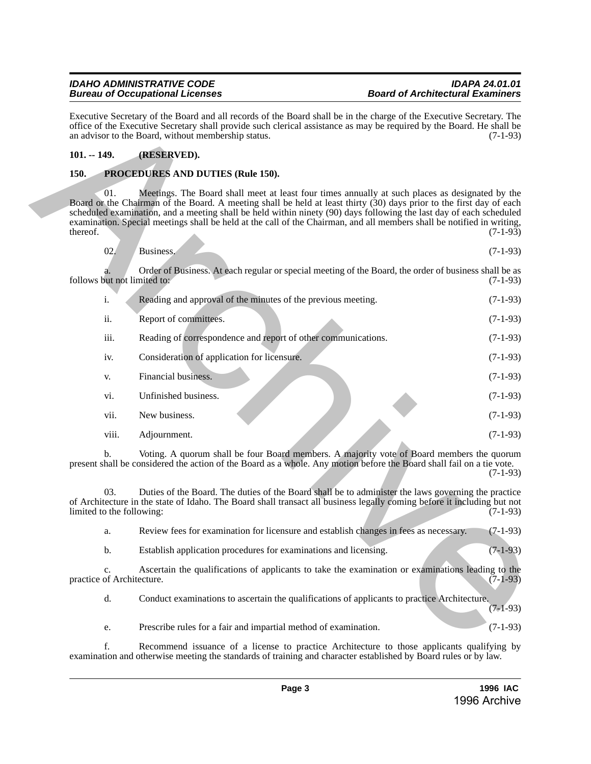Executive Secretary of the Board and all records of the Board shall be in the charge of the Executive Secretary. The office of the Executive Secretary shall provide such clerical assistance as may be required by the Board. He shall be an advisor to the Board, without membership status. (7-1-93)

**101. -- 149. (RESERVED).**

**150. PROCEDURES AND DUTIES (Rule 150).**

01. Meetings. The Board shall meet at least four times annually at such places as designated by the Board or the Chairman of the Board. A meeting shall be held at least thirty (30) days prior to the first day of each scheduled examination, and a meeting shall be held within ninety (90) days following the last day of each scheduled examination. Special meetings shall be held at the call of the Chairman, and all members shall be notified in writing, thereof. (7-1-93)

02. Business. (7-1-93)

a. Order of Business. At each regular or special meeting of the Board, the order of business shall be as follows but not limited to: (7-1-93)

i. Reading and approval of the minutes of the previous meeting. (7-1-93)

ii. Report of committees. (7-1-93)

iii. Reading of correspondence and report of other communications. (7-1-93)

iv. Consideration of application for licensure. (7-1-93)

v. Financial business. (7-1-93)

vi. Unfinished business. (7-1-93)

vii. New business. (7-1-93)

viii. Adjournment. (7-1-93)

b. Voting. A quorum shall be four Board members. A majority vote of Board members the quorum present shall be considered the action of the Board as a whole. Any motion before the Board shall fail on a tie vote. (7-1-93)

03. Duties of the Board. The duties of the Board shall be to administer the laws governing the practice of Architecture in the state of Idaho. The Board shall transact all business legally coming before it including but not limited to the following: (7-1-93)

a. Review fees for examination for licensure and establish changes in fees as necessary. (7-1-93)

b. Establish application procedures for examinations and licensing. (7-1-93)

c. Ascertain the qualifications of applicants to take the examination or examinations leading to the practice of Architecture. (7-1-93)

d. Conduct examinations to ascertain the qualifications of applicants to practice Architecture. (7-1-93)

e. Prescribe rules for a fair and impartial method of examination. (7-1-93)

f. Recommend issuance of a license to practice Architecture to those applicants qualifying by examination and otherwise meeting the standards of training and character established by Board rules or by law.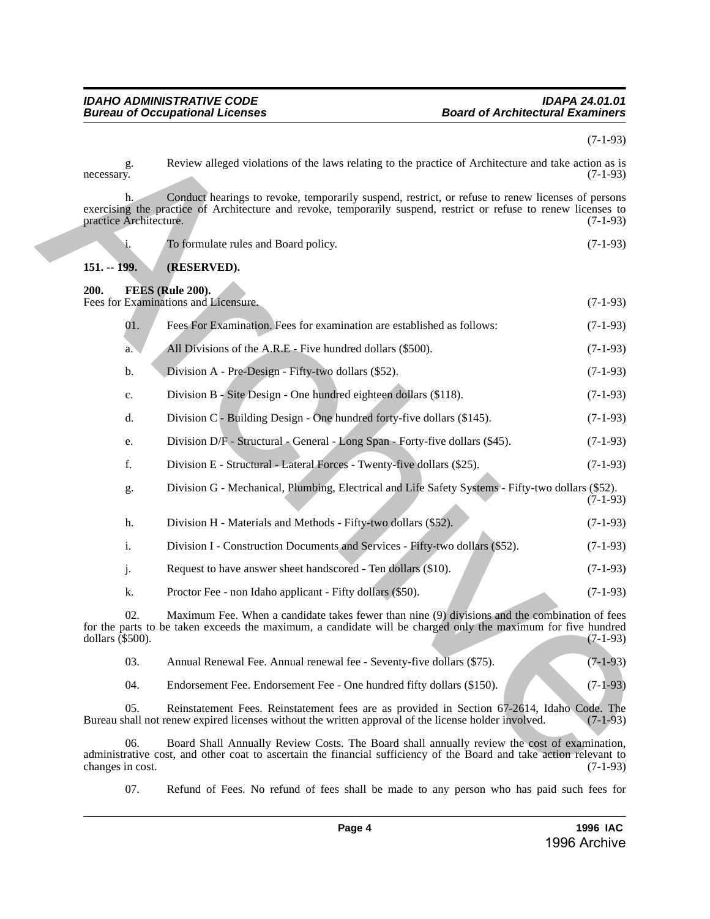(7-1-93)

g. Review alleged violations of the laws relating to the practice of Architecture and take action as is necessary. (7-1-93)

h. Conduct hearings to revoke, temporarily suspend, restrict, or refuse to renew licenses of persons exercising the practice of Architecture and revoke, temporarily suspend, restrict or refuse to renew licenses to practice Architecture. (7-1-93)

i. To formulate rules and Board policy. (7-1-93)

**151. -- 199. (RESERVED).**

**200. FEES (Rule 200).**

Fees for Examinations and Licensure. (7-1-93)

01. Fees For Examination. Fees for examination are established as follows: (7-1-93)

a. All Divisions of the A.R.E - Five hundred dollars ($500). (7-1-93)

b. Division A - Pre-Design - Fifty-two dollars ($52). (7-1-93)

c. Division B - Site Design - One hundred eighteen dollars ($118). (7-1-93)

d. Division C - Building Design - One hundred forty-five dollars ($145). (7-1-93)

e. Division D/F - Structural - General - Long Span - Forty-five dollars ($45). (7-1-93)

f. Division E - Structural - Lateral Forces - Twenty-five dollars ($25). (7-1-93)

g. Division G - Mechanical, Plumbing, Electrical and Life Safety Systems - Fifty-two dollars ($52). (7-1-93)

h. Division H - Materials and Methods - Fifty-two dollars ($52). (7-1-93)

i. Division I - Construction Documents and Services - Fifty-two dollars ($52). (7-1-93)

j. Request to have answer sheet handscored - Ten dollars ($10). (7-1-93)

k. Proctor Fee - non Idaho applicant - Fifty dollars ($50). (7-1-93)

02. Maximum Fee. When a candidate takes fewer than nine (9) divisions and the combination of fees for the parts to be taken exceeds the maximum, a candidate will be charged only the maximum for five hundred dollars ($500). (7-1-93)

03. Annual Renewal Fee. Annual renewal fee - Seventy-five dollars ($75). (7-1-93)

04. Endorsement Fee. Endorsement Fee - One hundred fifty dollars ($150). (7-1-93)

05. Reinstatement Fees. Reinstatement fees are as provided in Section 67-2614, Idaho Code. The Bureau shall not renew expired licenses without the written approval of the license holder involved. (7-1-93)

06. Board Shall Annually Review Costs. The Board shall annually review the cost of examination, administrative cost, and other coat to ascertain the financial sufficiency of the Board and take action relevant to changes in cost. (7-1-93)

07. Refund of Fees. No refund of fees shall be made to any person who has paid such fees for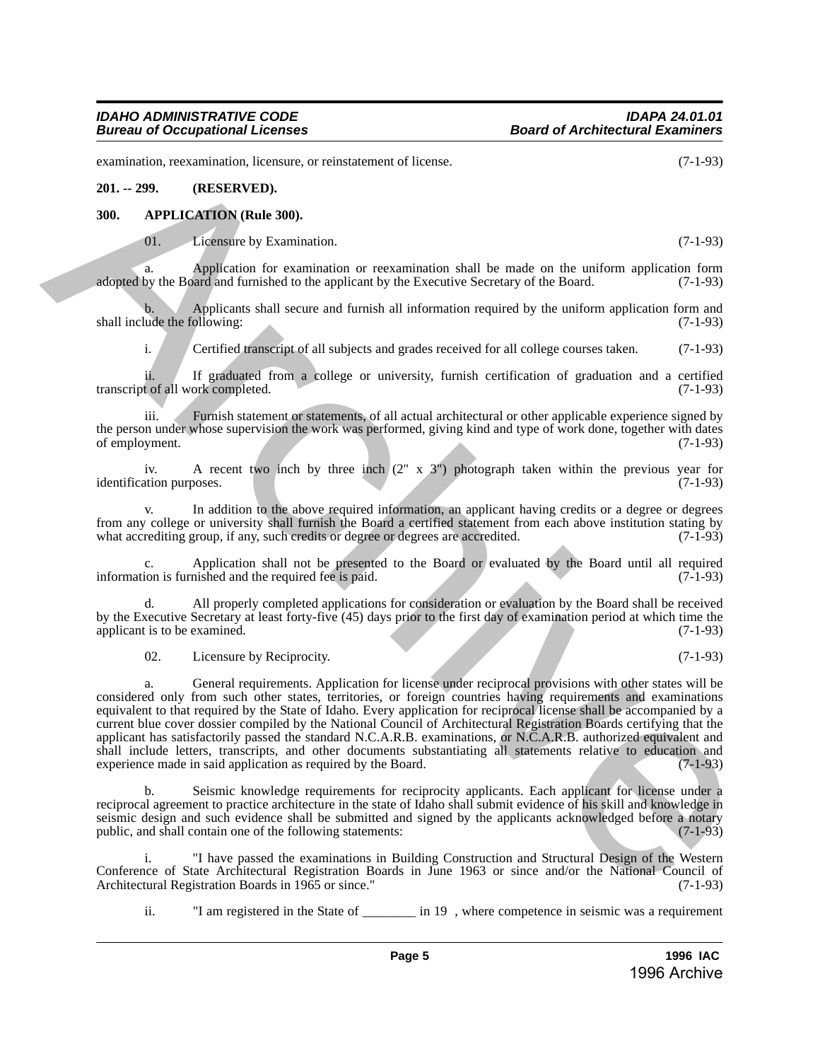examination, reexamination, licensure, or reinstatement of license. (7-1-93)

**201. -- 299. (RESERVED).**

**300. APPLICATION (Rule 300).**

01. Licensure by Examination. (7-1-93)

a. Application for examination or reexamination shall be made on the uniform application form adopted by the Board and furnished to the applicant by the Executive Secretary of the Board. (7-1-93)

b. Applicants shall secure and furnish all information required by the uniform application form and shall include the following: (7-1-93)

i. Certified transcript of all subjects and grades received for all college courses taken. (7-1-93)

ii. If graduated from a college or university, furnish certification of graduation and a certified transcript of all work completed. (7-1-93)

iii. Furnish statement or statements, of all actual architectural or other applicable experience signed by the person under whose supervision the work was performed, giving kind and type of work done, together with dates of employment. (7-1-93)

iv. A recent two inch by three inch (2" x 3") photograph taken within the previous year for identification purposes. (7-1-93)

v. In addition to the above required information, an applicant having credits or a degree or degrees from any college or university shall furnish the Board a certified statement from each above institution stating by what accrediting group, if any, such credits or degree or degrees are accredited. (7-1-93)

c. Application shall not be presented to the Board or evaluated by the Board until all required information is furnished and the required fee is paid. (7-1-93)

d. All properly completed applications for consideration or evaluation by the Board shall be received by the Executive Secretary at least forty-five (45) days prior to the first day of examination period at which time the applicant is to be examined. (7-1-93)

02. Licensure by Reciprocity. (7-1-93)

a. General requirements. Application for license under reciprocal provisions with other states will be considered only from such other states, territories, or foreign countries having requirements and examinations equivalent to that required by the State of Idaho. Every application for reciprocal license shall be accompanied by a current blue cover dossier compiled by the National Council of Architectural Registration Boards certifying that the applicant has satisfactorily passed the standard N.C.A.R.B. examinations, or N.C.A.R.B. authorized equivalent and shall include letters, transcripts, and other documents substantiating all statements relative to education and experience made in said application as required by the Board. (7-1-93)

b. Seismic knowledge requirements for reciprocity applicants. Each applicant for license under a reciprocal agreement to practice architecture in the state of Idaho shall submit evidence of his skill and knowledge in seismic design and such evidence shall be submitted and signed by the applicants acknowledged before a notary public, and shall contain one of the following statements: (7-1-93)

i. "I have passed the examinations in Building Construction and Structural Design of the Western Conference of State Architectural Registration Boards in June 1963 or since and/or the National Council of Architectural Registration Boards in 1965 or since." (7-1-93)

ii. "I am registered in the State of ________ in 19 , where competence in seismic was a requirement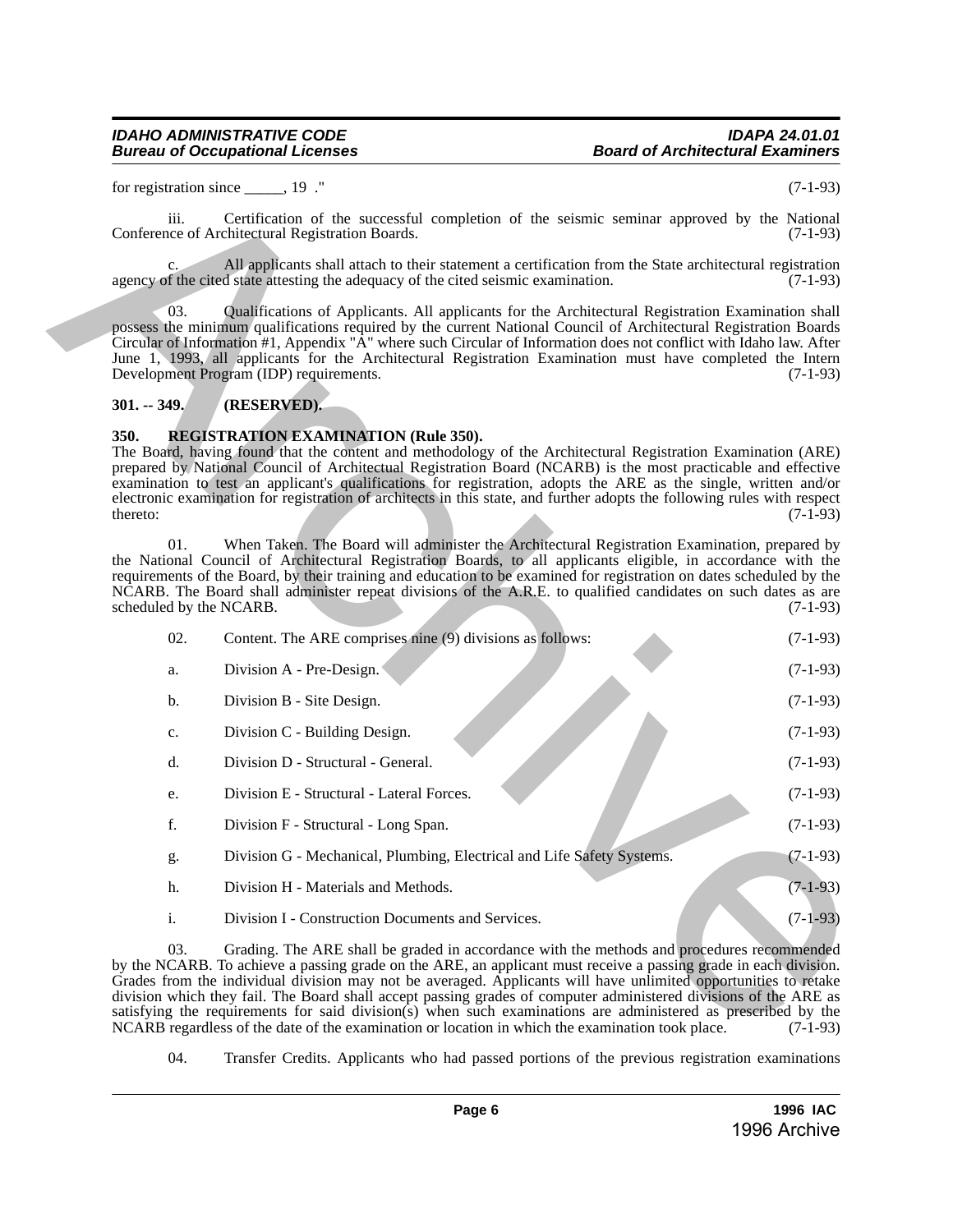for registration since _____, 19 ." (7-1-93)

iii. Certification of the successful completion of the seismic seminar approved by the National Conference of Architectural Registration Boards. (7-1-93)

c. All applicants shall attach to their statement a certification from the State architectural registration agency of the cited state attesting the adequacy of the cited seismic examination. (7-1-93)

03. Qualifications of Applicants. All applicants for the Architectural Registration Examination shall possess the minimum qualifications required by the current National Council of Architectural Registration Boards Circular of Information #1, Appendix "A" where such Circular of Information does not conflict with Idaho law. After June 1, 1993, all applicants for the Architectural Registration Examination must have completed the Intern Development Program (IDP) requirements. (7-1-93)

## 301. -- 349. (RESERVED).

## 350. REGISTRATION EXAMINATION (Rule 350).

The Board, having found that the content and methodology of the Architectural Registration Examination (ARE) prepared by National Council of Architectural Registration Board (NCARB) is the most practicable and effective examination to test an applicant's qualifications for registration, adopts the ARE as the single, written and/or electronic examination for registration of architects in this state, and further adopts the following rules with respect thereto: (7-1-93)

01. When Taken. The Board will administer the Architectural Registration Examination, prepared by the National Council of Architectural Registration Boards, to all applicants eligible, in accordance with the requirements of the Board, by their training and education to be examined for registration on dates scheduled by the NCARB. The Board shall administer repeat divisions of the A.R.E. to qualified candidates on such dates as are scheduled by the NCARB. (7-1-93)

02. Content. The ARE comprises nine (9) divisions as follows: (7-1-93)

a. Division A - Pre-Design. (7-1-93)

b. Division B - Site Design. (7-1-93)

c. Division C - Building Design. (7-1-93)

d. Division D - Structural - General. (7-1-93)

e. Division E - Structural - Lateral Forces. (7-1-93)

f. Division F - Structural - Long Span. (7-1-93)

g. Division G - Mechanical, Plumbing, Electrical and Life Safety Systems. (7-1-93)

h. Division H - Materials and Methods. (7-1-93)

i. Division I - Construction Documents and Services. (7-1-93)

03. Grading. The ARE shall be graded in accordance with the methods and procedures recommended by the NCARB. To achieve a passing grade on the ARE, an applicant must receive a passing grade in each division. Grades from the individual division may not be averaged. Applicants will have unlimited opportunities to retake division which they fail. The Board shall accept passing grades of computer administered divisions of the ARE as satisfying the requirements for said division(s) when such examinations are administered as prescribed by the NCARB regardless of the date of the examination or location in which the examination took place. (7-1-93)

04. Transfer Credits. Applicants who had passed portions of the previous registration examinations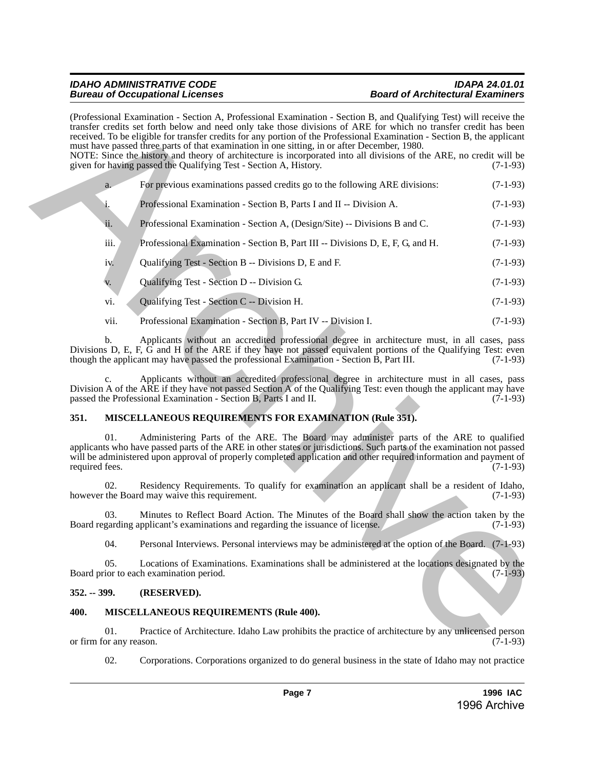(Professional Examination - Section A, Professional Examination - Section B, and Qualifying Test) will receive the transfer credits set forth below and need only take those divisions of ARE for which no transfer credit has been received. To be eligible for transfer credits for any portion of the Professional Examination - Section B, the applicant must have passed three parts of that examination in one sitting, in or after December, 1980.
NOTE: Since the history and theory of architecture is incorporated into all divisions of the ARE, no credit will be given for having passed the Qualifying Test - Section A, History. (7-1-93)

a. For previous examinations passed credits go to the following ARE divisions: (7-1-93)

i. Professional Examination - Section B, Parts I and II -- Division A. (7-1-93)

ii. Professional Examination - Section A, (Design/Site) -- Divisions B and C. (7-1-93)

iii. Professional Examination - Section B, Part III -- Divisions D, E, F, G, and H. (7-1-93)

iv. Qualifying Test - Section B -- Divisions D, E and F. (7-1-93)

v. Qualifying Test - Section D -- Division G. (7-1-93)

vi. Qualifying Test - Section C -- Division H. (7-1-93)

vii. Professional Examination - Section B, Part IV -- Division I. (7-1-93)

b. Applicants without an accredited professional degree in architecture must, in all cases, pass Divisions D, E, F, G and H of the ARE if they have not passed equivalent portions of the Qualifying Test: even though the applicant may have passed the professional Examination - Section B, Part III. (7-1-93)

c. Applicants without an accredited professional degree in architecture must in all cases, pass Division A of the ARE if they have not passed Section A of the Qualifying Test: even though the applicant may have passed the Professional Examination - Section B, Parts I and II. (7-1-93)

## 351. MISCELLANEOUS REQUIREMENTS FOR EXAMINATION (Rule 351).

01. Administering Parts of the ARE. The Board may administer parts of the ARE to qualified applicants who have passed parts of the ARE in other states or jurisdictions. Such parts of the examination not passed will be administered upon approval of properly completed application and other required information and payment of required fees. (7-1-93)

02. Residency Requirements. To qualify for examination an applicant shall be a resident of Idaho, however the Board may waive this requirement. (7-1-93)

03. Minutes to Reflect Board Action. The Minutes of the Board shall show the action taken by the Board regarding applicant's examinations and regarding the issuance of license. (7-1-93)

04. Personal Interviews. Personal interviews may be administered at the option of the Board. (7-1-93)

05. Locations of Examinations. Examinations shall be administered at the locations designated by the Board prior to each examination period. (7-1-93)

## 352. -- 399. (RESERVED).

## 400. MISCELLANEOUS REQUIREMENTS (Rule 400).

01. Practice of Architecture. Idaho Law prohibits the practice of architecture by any unlicensed person or firm for any reason. (7-1-93)

02. Corporations. Corporations organized to do general business in the state of Idaho may not practice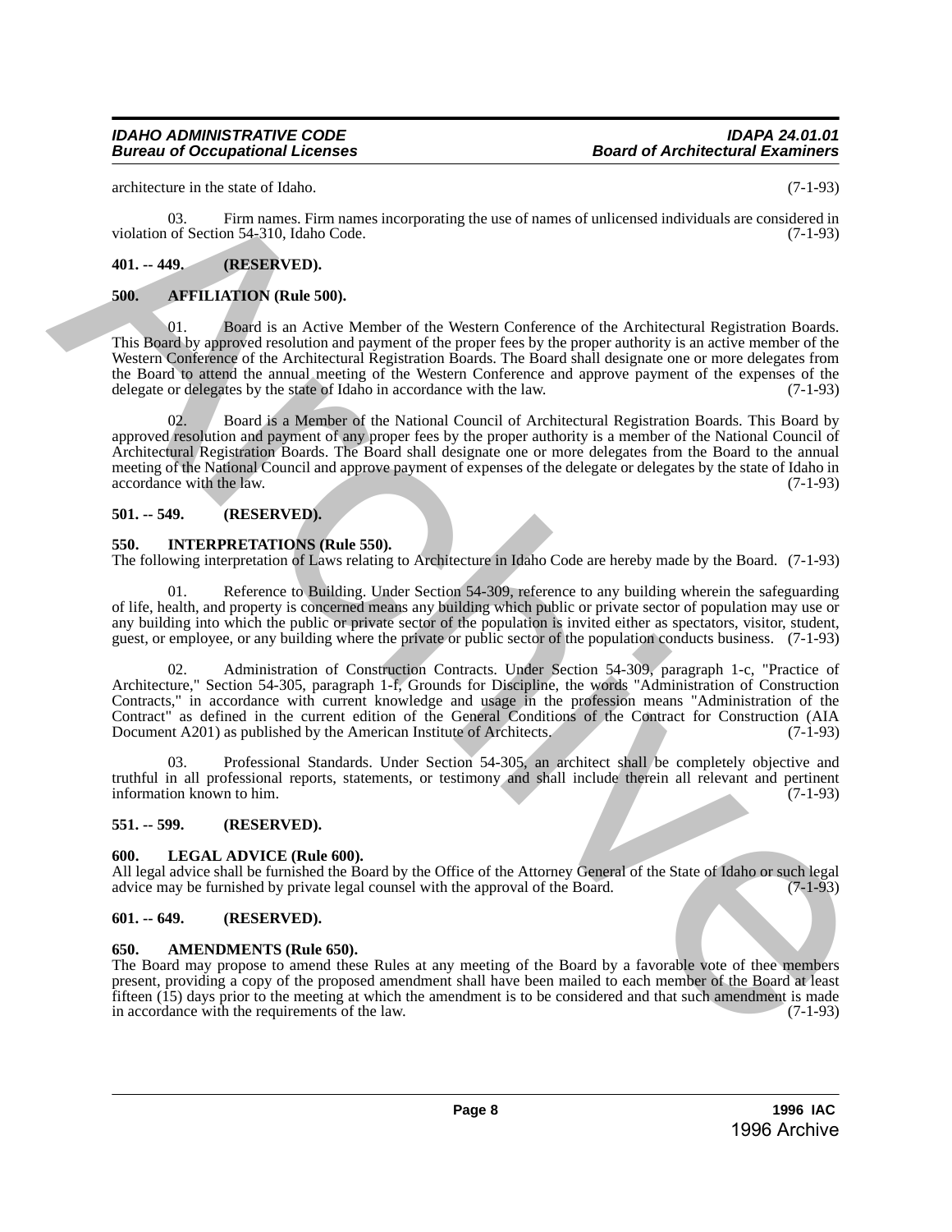architecture in the state of Idaho. (7-1-93)

03. Firm names. Firm names incorporating the use of names of unlicensed individuals are considered in violation of Section 54-310, Idaho Code. (7-1-93)

**401. -- 449. (RESERVED).**

**500. AFFILIATION (Rule 500).**

01. Board is an Active Member of the Western Conference of the Architectural Registration Boards. This Board by approved resolution and payment of the proper fees by the proper authority is an active member of the Western Conference of the Architectural Registration Boards. The Board shall designate one or more delegates from the Board to attend the annual meeting of the Western Conference and approve payment of the expenses of the delegate or delegates by the state of Idaho in accordance with the law. (7-1-93)

02. Board is a Member of the National Council of Architectural Registration Boards. This Board by approved resolution and payment of any proper fees by the proper authority is a member of the National Council of Architectural Registration Boards. The Board shall designate one or more delegates from the Board to the annual meeting of the National Council and approve payment of expenses of the delegate or delegates by the state of Idaho in accordance with the law. (7-1-93)

**501. -- 549. (RESERVED).**

**550. INTERPRETATIONS (Rule 550).**

The following interpretation of Laws relating to Architecture in Idaho Code are hereby made by the Board. (7-1-93)

01. Reference to Building. Under Section 54-309, reference to any building wherein the safeguarding of life, health, and property is concerned means any building which public or private sector of population may use or any building into which the public or private sector of the population is invited either as spectators, visitor, student, guest, or employee, or any building where the private or public sector of the population conducts business. (7-1-93)

02. Administration of Construction Contracts. Under Section 54-309, paragraph 1-c, "Practice of Architecture," Section 54-305, paragraph 1-f, Grounds for Discipline, the words "Administration of Construction Contracts," in accordance with current knowledge and usage in the profession means "Administration of the Contract" as defined in the current edition of the General Conditions of the Contract for Construction (AIA Document A201) as published by the American Institute of Architects. (7-1-93)

03. Professional Standards. Under Section 54-305, an architect shall be completely objective and truthful in all professional reports, statements, or testimony and shall include therein all relevant and pertinent information known to him. (7-1-93)

**551. -- 599. (RESERVED).**

**600. LEGAL ADVICE (Rule 600).**

All legal advice shall be furnished the Board by the Office of the Attorney General of the State of Idaho or such legal advice may be furnished by private legal counsel with the approval of the Board. (7-1-93)

**601. -- 649. (RESERVED).**

**650. AMENDMENTS (Rule 650).**

The Board may propose to amend these Rules at any meeting of the Board by a favorable vote of thee members present, providing a copy of the proposed amendment shall have been mailed to each member of the Board at least fifteen (15) days prior to the meeting at which the amendment is to be considered and that such amendment is made in accordance with the requirements of the law. (7-1-93)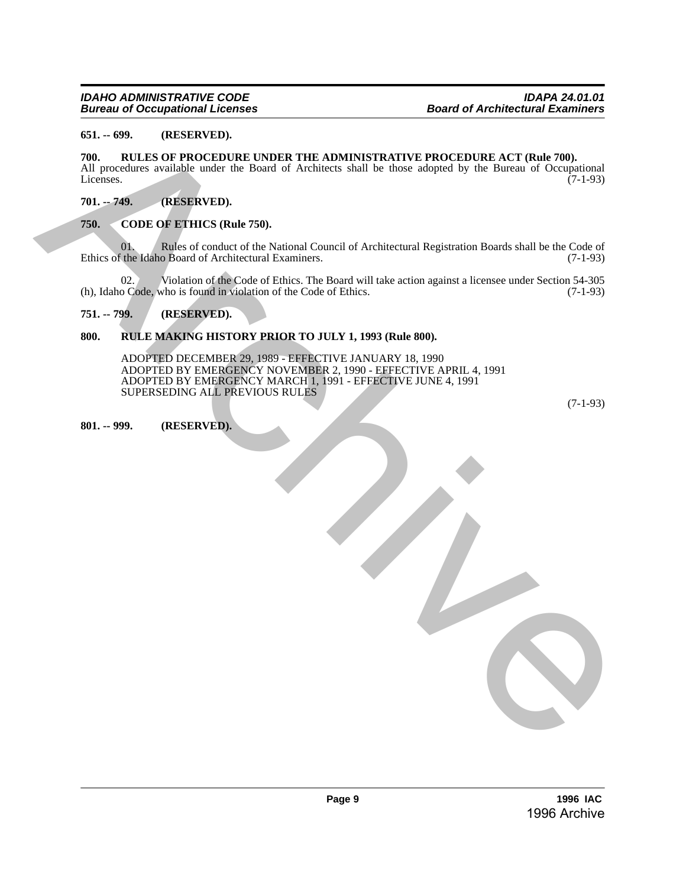**651. -- 699. (RESERVED).**

**700. RULES OF PROCEDURE UNDER THE ADMINISTRATIVE PROCEDURE ACT (Rule 700).**

All procedures available under the Board of Architects shall be those adopted by the Bureau of Occupational Licenses. (7-1-93)

**701. -- 749. (RESERVED).**

**750. CODE OF ETHICS (Rule 750).**

01. Rules of conduct of the National Council of Architectural Registration Boards shall be the Code of Ethics of the Idaho Board of Architectural Examiners. (7-1-93)

02. Violation of the Code of Ethics. The Board will take action against a licensee under Section 54-305 (h), Idaho Code, who is found in violation of the Code of Ethics. (7-1-93)

**751. -- 799. (RESERVED).**

**800. RULE MAKING HISTORY PRIOR TO JULY 1, 1993 (Rule 800).**

ADOPTED DECEMBER 29, 1989 - EFFECTIVE JANUARY 18, 1990
ADOPTED BY EMERGENCY NOVEMBER 2, 1990 - EFFECTIVE APRIL 4, 1991
ADOPTED BY EMERGENCY MARCH 1, 1991 - EFFECTIVE JUNE 4, 1991
SUPERSEDING ALL PREVIOUS RULES

(7-1-93)

**801. -- 999. (RESERVED).**